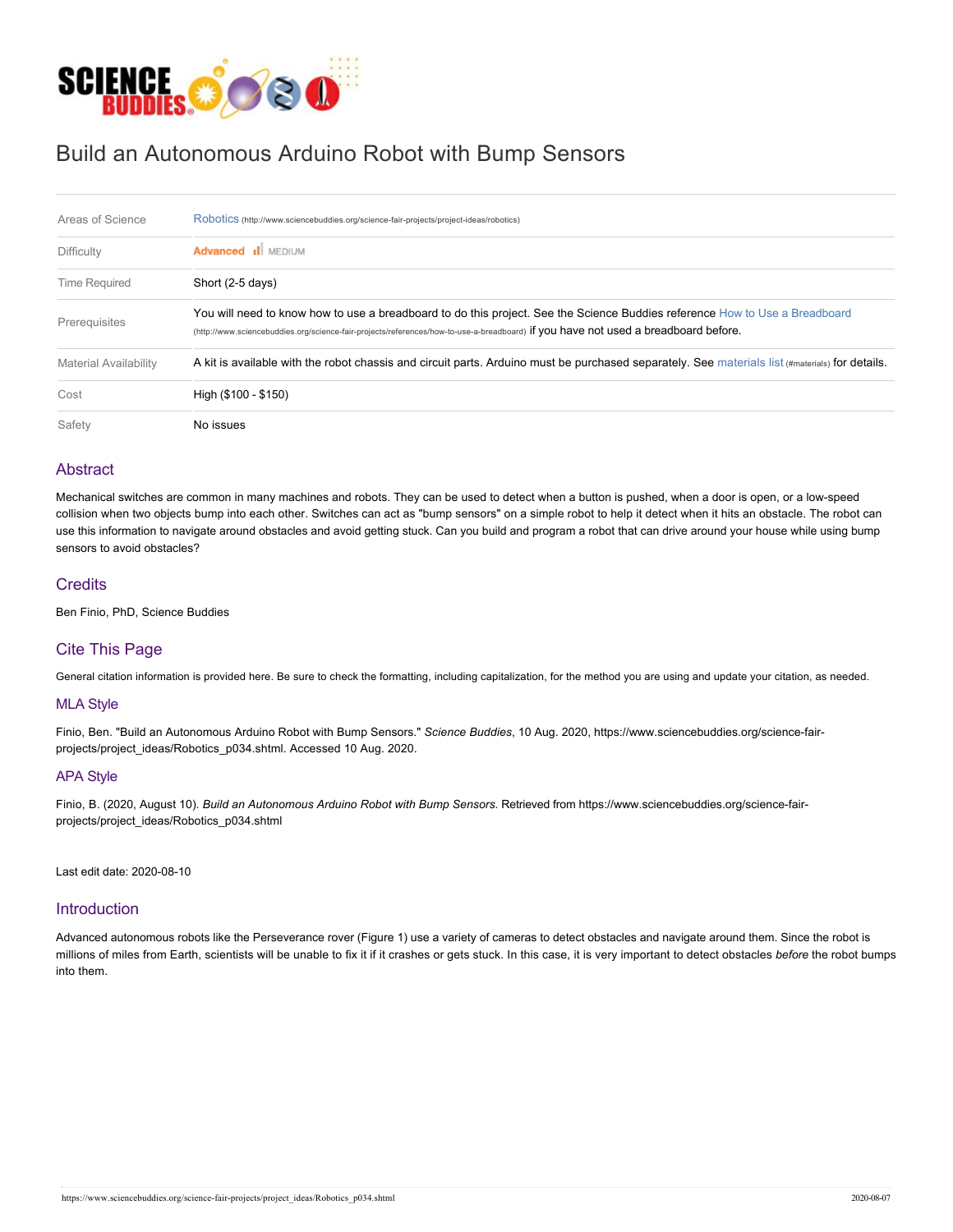# Build an Autonomous Arduino Robot with Bump Sensors

| | |
|---|---|
| Areas of Science | Robotics (http://www.sciencebuddies.org/science-fair-projects/project-ideas/robotics) |
| Difficulty | Advanced MEDIUM |
| Time Required | Short (2-5 days) |
| Prerequisites | You will need to know how to use a breadboard to do this project. See the Science Buddies reference How to Use a Breadboard (http://www.sciencebuddies.org/science-fair-projects/references/how-to-use-a-breadboard) if you have not used a breadboard before. |
| Material Availability | A kit is available with the robot chassis and circuit parts. Arduino must be purchased separately. See materials list (#materials) for details. |
| Cost | High ($100 - $150) |
| Safety | No issues |

## Abstract

Mechanical switches are common in many machines and robots. They can be used to detect when a button is pushed, when a door is open, or a low-speed collision when two objects bump into each other. Switches can act as "bump sensors" on a simple robot to help it detect when it hits an obstacle. The robot can use this information to navigate around obstacles and avoid getting stuck. Can you build and program a robot that can drive around your house while using bump sensors to avoid obstacles?

## Credits

Ben Finio, PhD, Science Buddies

## Cite This Page

General citation information is provided here. Be sure to check the formatting, including capitalization, for the method you are using and update your citation, as needed.

### MLA Style

Finio, Ben. "Build an Autonomous Arduino Robot with Bump Sensors." *Science Buddies*, 10 Aug. 2020, https://www.sciencebuddies.org/science-fair-projects/project_ideas/Robotics_p034.shtml. Accessed 10 Aug. 2020.

### APA Style

Finio, B. (2020, August 10). *Build an Autonomous Arduino Robot with Bump Sensors.* Retrieved from https://www.sciencebuddies.org/science-fair-projects/project_ideas/Robotics_p034.shtml

Last edit date: 2020-08-10

## Introduction

Advanced autonomous robots like the Perseverance rover (Figure 1) use a variety of cameras to detect obstacles and navigate around them. Since the robot is millions of miles from Earth, scientists will be unable to fix it if it crashes or gets stuck. In this case, it is very important to detect obstacles *before* the robot bumps into them.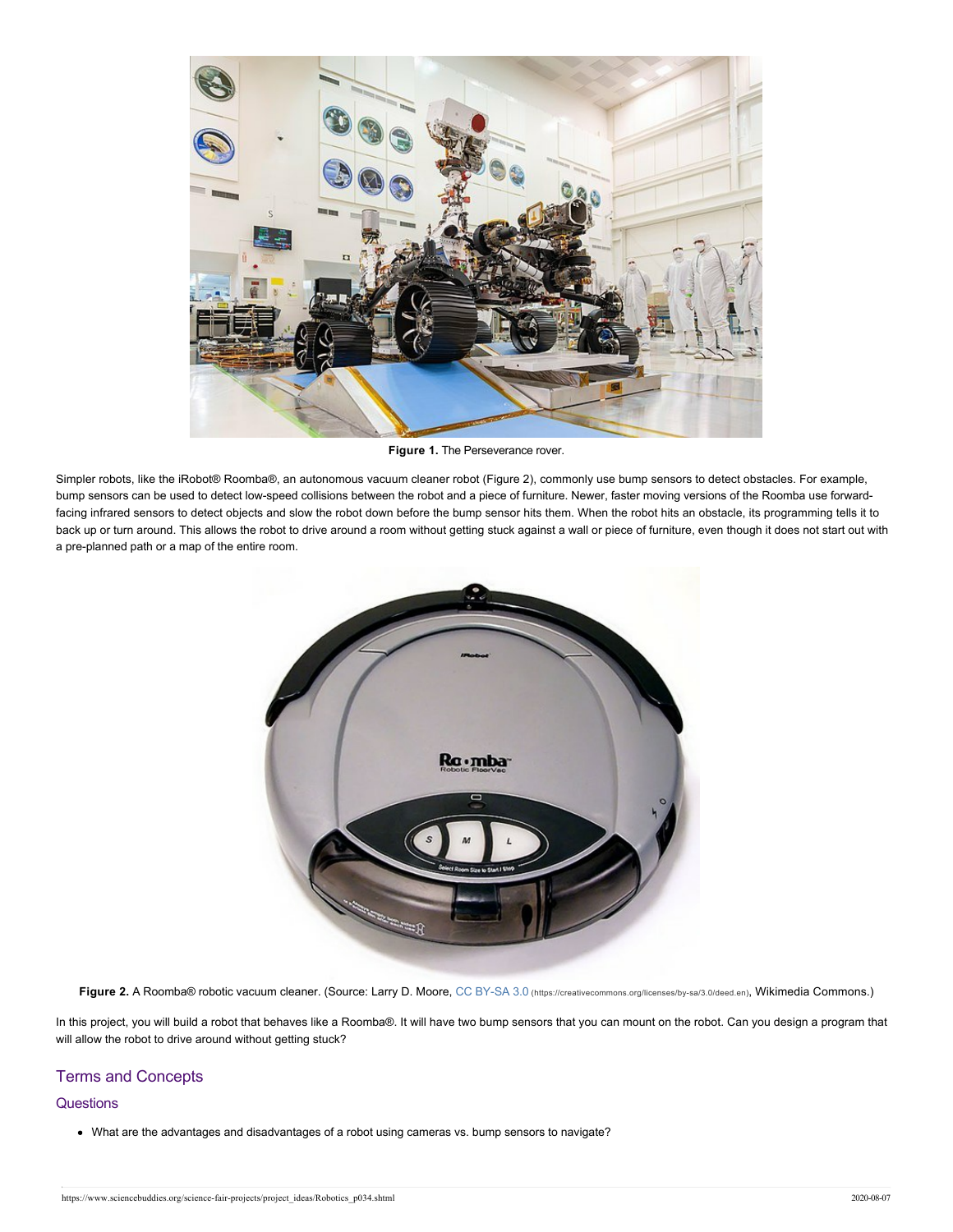**Figure 1.** The Perseverance rover.

Simpler robots, like the iRobot® Roomba®, an autonomous vacuum cleaner robot (Figure 2), commonly use bump sensors to detect obstacles. For example, bump sensors can be used to detect low-speed collisions between the robot and a piece of furniture. Newer, faster moving versions of the Roomba use forward-facing infrared sensors to detect objects and slow the robot down before the bump sensor hits them. When the robot hits an obstacle, its programming tells it to back up or turn around. This allows the robot to drive around a room without getting stuck against a wall or piece of furniture, even though it does not start out with a pre-planned path or a map of the entire room.

**Figure 2.** A Roomba® robotic vacuum cleaner. (Source: Larry D. Moore, CC BY-SA 3.0 (https://creativecommons.org/licenses/by-sa/3.0/deed.en), Wikimedia Commons.)

In this project, you will build a robot that behaves like a Roomba®. It will have two bump sensors that you can mount on the robot. Can you design a program that will allow the robot to drive around without getting stuck?

## Terms and Concepts

### Questions

- What are the advantages and disadvantages of a robot using cameras vs. bump sensors to navigate?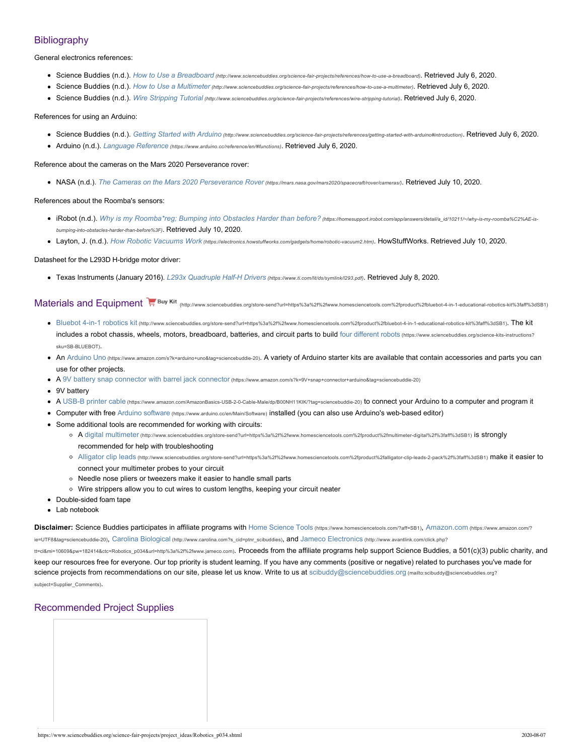## Bibliography

General electronics references:

- Science Buddies (n.d.). *How to Use a Breadboard* *(http://www.sciencebuddies.org/science-fair-projects/references/how-to-use-a-breadboard)*. Retrieved July 6, 2020.
- Science Buddies (n.d.). *How to Use a Multimeter* *(http://www.sciencebuddies.org/science-fair-projects/references/how-to-use-a-multimeter)*. Retrieved July 6, 2020.
- Science Buddies (n.d.). *Wire Stripping Tutorial* *(http://www.sciencebuddies.org/science-fair-projects/references/wire-stripping-tutorial)*. Retrieved July 6, 2020.

References for using an Arduino:

- Science Buddies (n.d.). *Getting Started with Arduino* *(http://www.sciencebuddies.org/science-fair-projects/references/getting-started-with-arduino#introduction)*. Retrieved July 6, 2020.
- Arduino (n.d.). *Language Reference* *(https://www.arduino.cc/reference/en/#functions)*. Retrieved July 6, 2020.

Reference about the cameras on the Mars 2020 Perseverance rover:

- NASA (n.d.). *The Cameras on the Mars 2020 Perseverance Rover* *(https://mars.nasa.gov/mars2020/spacecraft/rover/cameras/)*. Retrieved July 10, 2020.

References about the Roomba's sensors:

- iRobot (n.d.). *Why is my Roomba*reg; Bumping into Obstacles Harder than before?* *(https://homesupport.irobot.com/app/answers/detail/a_id/10211/~/why-is-my-roomba%C2%AE-is-bumping-into-obstacles-harder-than-before%3F)*. Retrieved July 10, 2020.
- Layton, J. (n.d.). *How Robotic Vacuums Work* *(https://electronics.howstuffworks.com/gadgets/home/robotic-vacuum2.htm)*. HowStuffWorks. Retrieved July 10, 2020.

Datasheet for the L293D H-bridge motor driver:

- Texas Instruments (January 2016). *L293x Quadruple Half-H Drivers* *(https://www.ti.com/lit/ds/symlink/l293.pdf)*. Retrieved July 8, 2020.

## Materials and Equipment

Buy Kit (http://www.sciencebuddies.org/store-send?url=https%3a%2f%2fwww.homesciencetools.com%2fproduct%2fbluebot-4-in-1-educational-robotics-kit%3faff%3dSB1)

- Bluebot 4-in-1 robotics kit (http://www.sciencebuddies.org/store-send?url=https%3a%2f%2fwww.homesciencetools.com%2fproduct%2fbluebot-4-in-1-educational-robotics-kit%3faff%3dSB1). The kit includes a robot chassis, wheels, motors, breadboard, batteries, and circuit parts to build four different robots (https://www.sciencebuddies.org/science-kits-instructions?sku=SB-BLUEBOT).
- An Arduino Uno (https://www.amazon.com/s?k=arduino+uno&tag=sciencebuddie-20). A variety of Arduino starter kits are available that contain accessories and parts you can use for other projects.
- A 9V battery snap connector with barrel jack connector (https://www.amazon.com/s?k=9V+snap+connector+arduino&tag=sciencebuddie-20)
- 9V battery
- A USB-B printer cable (https://www.amazon.com/AmazonBasics-USB-2-0-Cable-Male/dp/B00NH11KIK/?tag=sciencebuddie-20) to connect your Arduino to a computer and program it
- Computer with free Arduino software (https://www.arduino.cc/en/Main/Software) installed (you can also use Arduino's web-based editor)
- Some additional tools are recommended for working with circuits:
  - A digital multimeter (http://www.sciencebuddies.org/store-send?url=https%3a%2f%2fwww.homesciencetools.com%2fproduct%2fmultimeter-digital%2f%3faff%3dSB1) is strongly recommended for help with troubleshooting
  - Alligator clip leads (http://www.sciencebuddies.org/store-send?url=https%3a%2f%2fwww.homesciencetools.com%2fproduct%2falligator-clip-leads-2-pack%2f%3faff%3dSB1) make it easier to connect your multimeter probes to your circuit
  - Needle nose pliers or tweezers make it easier to handle small parts
  - Wire strippers allow you to cut wires to custom lengths, keeping your circuit neater
- Double-sided foam tape
- Lab notebook

**Disclaimer:** Science Buddies participates in affiliate programs with Home Science Tools (https://www.homesciencetools.com/?aff=SB1), Amazon.com (https://www.amazon.com/?ie=UTF8&tag=sciencebuddie-20), Carolina Biological (http://www.carolina.com?s_cid=ptnr_scibuddies), and Jameco Electronics (http://www.avantlink.com/click.php?tt=cl&mi=10609&pw=182414&ctc=Robotics_p034&url=http%3a%2f%2fwww.jameco.com). Proceeds from the affiliate programs help support Science Buddies, a 501(c)(3) public charity, and keep our resources free for everyone. Our top priority is student learning. If you have any comments (positive or negative) related to purchases you've made for science projects from recommendations on our site, please let us know. Write to us at scibuddy@sciencebuddies.org (mailto:scibuddy@sciencebuddies.org?subject=Supplier_Comments).

## Recommended Project Supplies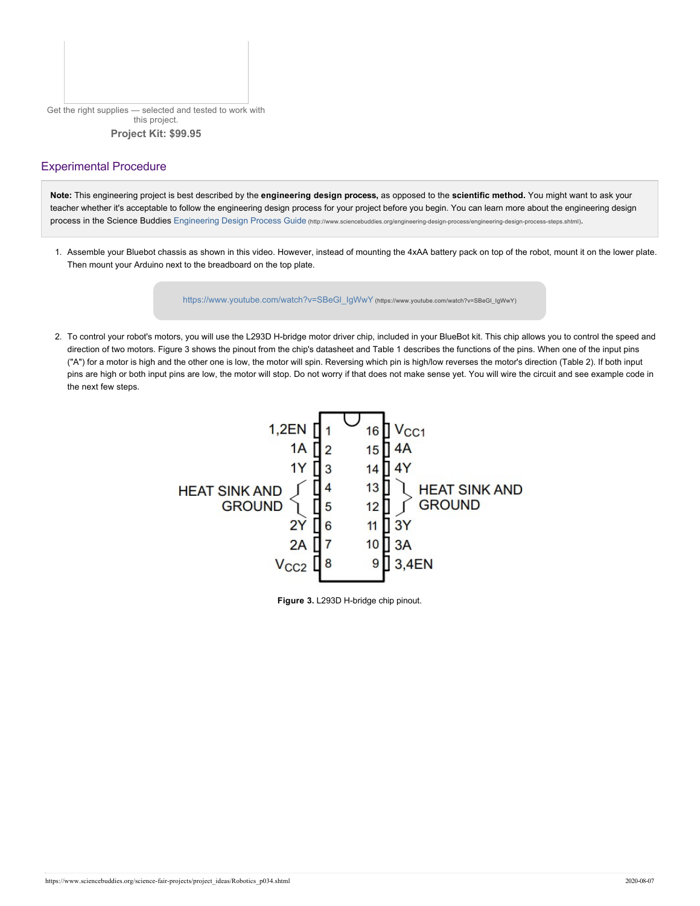Get the right supplies — selected and tested to work with this project.

**Project Kit: $99.95**

## Experimental Procedure

**Note:** This engineering project is best described by the **engineering design process,** as opposed to the **scientific method.** You might want to ask your teacher whether it's acceptable to follow the engineering design process for your project before you begin. You can learn more about the engineering design process in the Science Buddies Engineering Design Process Guide (http://www.sciencebuddies.org/engineering-design-process/engineering-design-process-steps.shtml).

1. Assemble your Bluebot chassis as shown in this video. However, instead of mounting the 4xAA battery pack on top of the robot, mount it on the lower plate. Then mount your Arduino next to the breadboard on the top plate.

   https://www.youtube.com/watch?v=SBeGl_IgWwY (https://www.youtube.com/watch?v=SBeGl_IgWwY)

2. To control your robot's motors, you will use the L293D H-bridge motor driver chip, included in your BlueBot kit. This chip allows you to control the speed and direction of two motors. Figure 3 shows the pinout from the chip's datasheet and Table 1 describes the functions of the pins. When one of the input pins ("A") for a motor is high and the other one is low, the motor will spin. Reversing which pin is high/low reverses the motor's direction (Table 2). If both input pins are high or both input pins are low, the motor will stop. Do not worry if that does not make sense yet. You will wire the circuit and see example code in the next few steps.

| Label | Pin | Pin | Label |
| --- | --- | --- | --- |
| 1,2EN | 1 | 16 | $V_{CC1}$ |
| 1A | 2 | 15 | 4A |
| 1Y | 3 | 14 | 4Y |
| HEAT SINK AND GROUND | 4 | 13 | HEAT SINK AND GROUND |
| HEAT SINK AND GROUND | 5 | 12 | HEAT SINK AND GROUND |
| 2Y | 6 | 11 | 3Y |
| 2A | 7 | 10 | 3A |
| $V_{CC2}$ | 8 | 9 | 3,4EN |

**Figure 3.** L293D H-bridge chip pinout.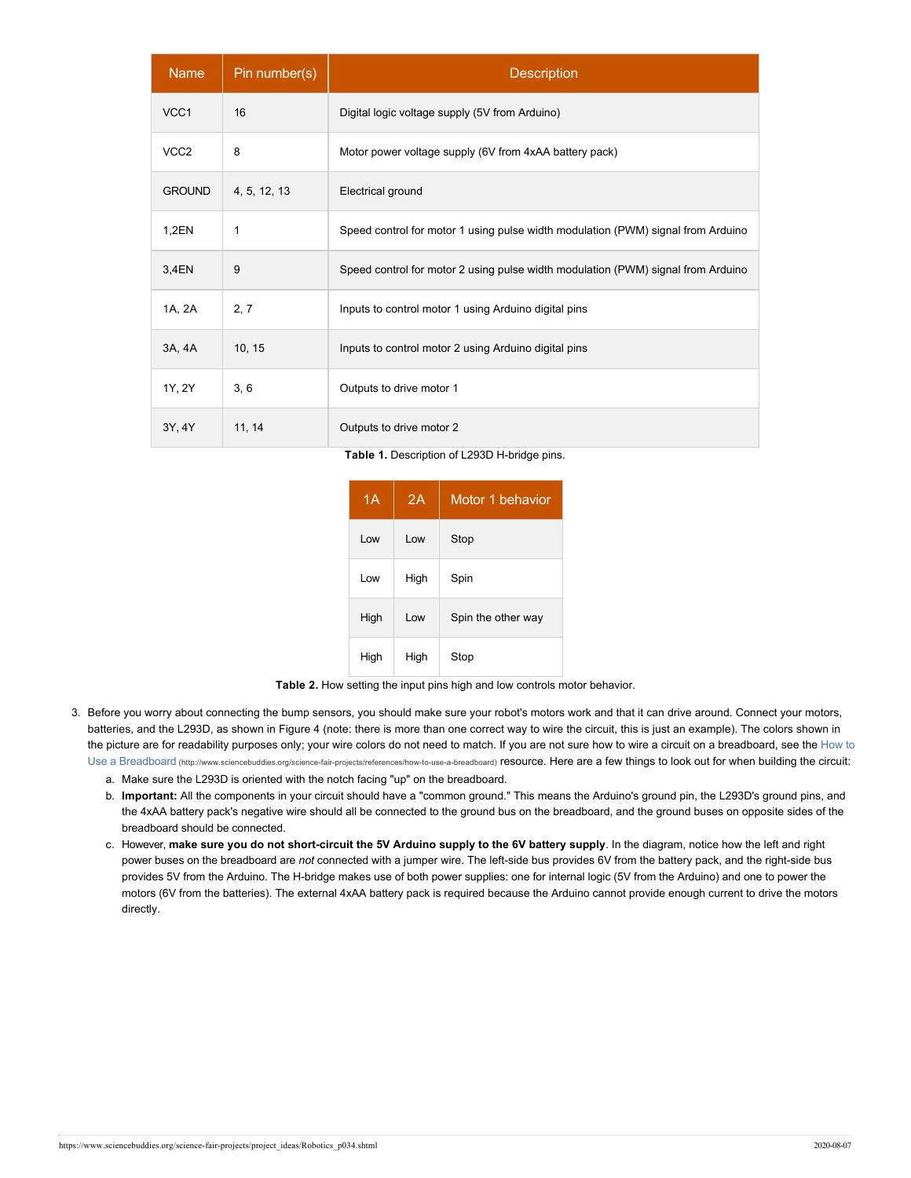| Name | Pin number(s) | Description |
|---|---|---|
| VCC1 | 16 | Digital logic voltage supply (5V from Arduino) |
| VCC2 | 8 | Motor power voltage supply (6V from 4xAA battery pack) |
| GROUND | 4, 5, 12, 13 | Electrical ground |
| 1,2EN | 1 | Speed control for motor 1 using pulse width modulation (PWM) signal from Arduino |
| 3,4EN | 9 | Speed control for motor 2 using pulse width modulation (PWM) signal from Arduino |
| 1A, 2A | 2, 7 | Inputs to control motor 1 using Arduino digital pins |
| 3A, 4A | 10, 15 | Inputs to control motor 2 using Arduino digital pins |
| 1Y, 2Y | 3, 6 | Outputs to drive motor 1 |
| 3Y, 4Y | 11, 14 | Outputs to drive motor 2 |

**Table 1.** Description of L293D H-bridge pins.

| 1A | 2A | Motor 1 behavior |
|---|---|---|
| Low | Low | Stop |
| Low | High | Spin |
| High | Low | Spin the other way |
| High | High | Stop |

**Table 2.** How setting the input pins high and low controls motor behavior.

3. Before you worry about connecting the bump sensors, you should make sure your robot's motors work and that it can drive around. Connect your motors, batteries, and the L293D, as shown in Figure 4 (note: there is more than one correct way to wire the circuit, this is just an example). The colors shown in the picture are for readability purposes only; your wire colors do not need to match. If you are not sure how to wire a circuit on a breadboard, see the How to Use a Breadboard (http://www.sciencebuddies.org/science-fair-projects/references/how-to-use-a-breadboard) resource. Here are a few things to look out for when building the circuit:
   a. Make sure the L293D is oriented with the notch facing "up" on the breadboard.
   b. **Important:** All the components in your circuit should have a "common ground." This means the Arduino's ground pin, the L293D's ground pins, and the 4xAA battery pack's negative wire should all be connected to the ground bus on the breadboard, and the ground buses on opposite sides of the breadboard should be connected.
   c. However, **make sure you do not short-circuit the 5V Arduino supply to the 6V battery supply**. In the diagram, notice how the left and right power buses on the breadboard are *not* connected with a jumper wire. The left-side bus provides 6V from the battery pack, and the right-side bus provides 5V from the Arduino. The H-bridge makes use of both power supplies: one for internal logic (5V from the Arduino) and one to power the motors (6V from the batteries). The external 4xAA battery pack is required because the Arduino cannot provide enough current to drive the motors directly.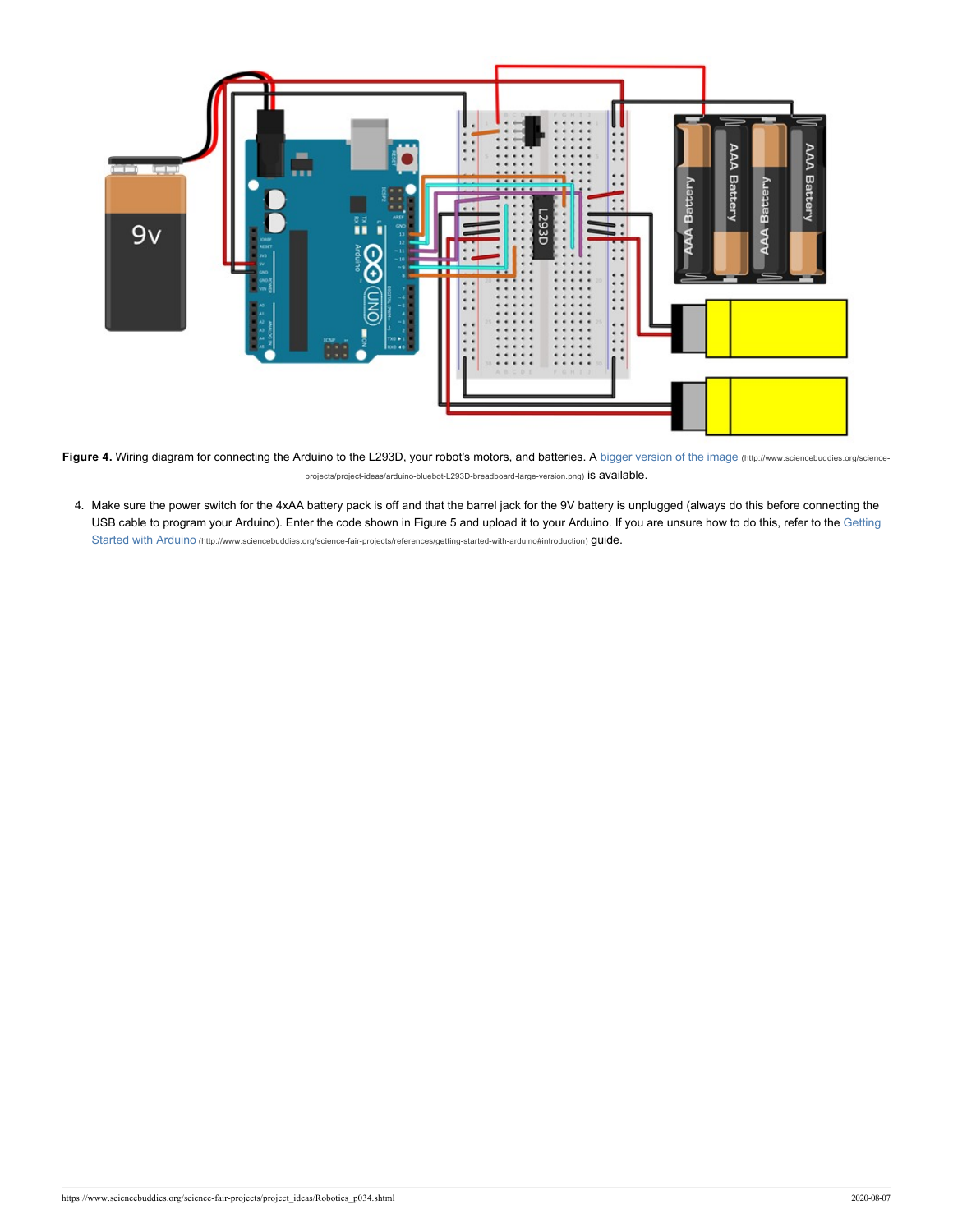**Figure 4.** Wiring diagram for connecting the Arduino to the L293D, your robot's motors, and batteries. A bigger version of the image (http://www.sciencebuddies.org/science-projects/project-ideas/arduino-bluebot-L293D-breadboard-large-version.png) is available.

4. Make sure the power switch for the 4xAA battery pack is off and that the barrel jack for the 9V battery is unplugged (always do this before connecting the USB cable to program your Arduino). Enter the code shown in Figure 5 and upload it to your Arduino. If you are unsure how to do this, refer to the Getting Started with Arduino (http://www.sciencebuddies.org/science-fair-projects/references/getting-started-with-arduino#introduction) guide.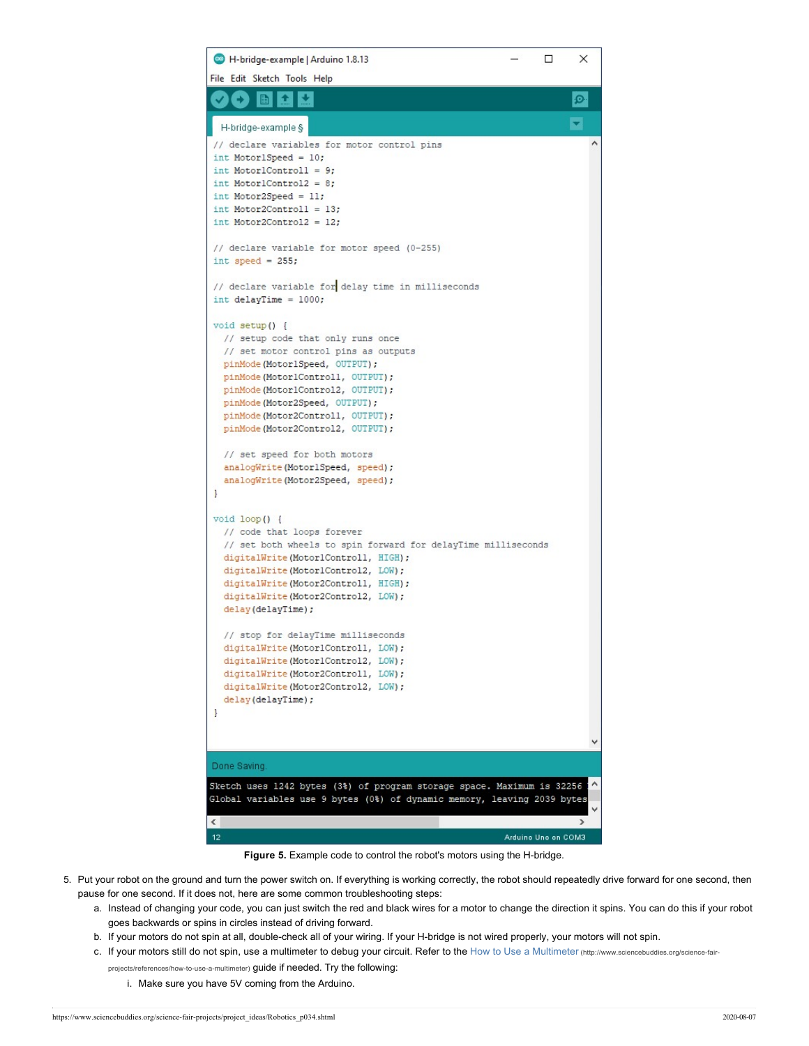```
// declare variables for motor control pins
int Motor1Speed = 10;
int Motor1Control1 = 9;
int Motor1Control2 = 8;
int Motor2Speed = 11;
int Motor2Control1 = 13;
int Motor2Control2 = 12;

// declare variable for motor speed (0-255)
int speed = 255;

// declare variable for delay time in milliseconds
int delayTime = 1000;

void setup() {
  // setup code that only runs once
  // set motor control pins as outputs
  pinMode(Motor1Speed, OUTPUT);
  pinMode(Motor1Control1, OUTPUT);
  pinMode(Motor1Control2, OUTPUT);
  pinMode(Motor2Speed, OUTPUT);
  pinMode(Motor2Control1, OUTPUT);
  pinMode(Motor2Control2, OUTPUT);

  // set speed for both motors
  analogWrite(Motor1Speed, speed);
  analogWrite(Motor2Speed, speed);
}

void loop() {
  // code that loops forever
  // set both wheels to spin forward for delayTime milliseconds
  digitalWrite(Motor1Control1, HIGH);
  digitalWrite(Motor1Control2, LOW);
  digitalWrite(Motor2Control1, HIGH);
  digitalWrite(Motor2Control2, LOW);
  delay(delayTime);

  // stop for delayTime milliseconds
  digitalWrite(Motor1Control1, LOW);
  digitalWrite(Motor1Control2, LOW);
  digitalWrite(Motor2Control1, LOW);
  digitalWrite(Motor2Control2, LOW);
  delay(delayTime);
}
```

**Figure 5.** Example code to control the robot's motors using the H-bridge.

5. Put your robot on the ground and turn the power switch on. If everything is working correctly, the robot should repeatedly drive forward for one second, then pause for one second. If it does not, here are some common troubleshooting steps:
   a. Instead of changing your code, you can just switch the red and black wires for a motor to change the direction it spins. You can do this if your robot goes backwards or spins in circles instead of driving forward.
   b. If your motors do not spin at all, double-check all of your wiring. If your H-bridge is not wired properly, your motors will not spin.
   c. If your motors still do not spin, use a multimeter to debug your circuit. Refer to the How to Use a Multimeter (http://www.sciencebuddies.org/science-fair-projects/references/how-to-use-a-multimeter) guide if needed. Try the following:
      i. Make sure you have 5V coming from the Arduino.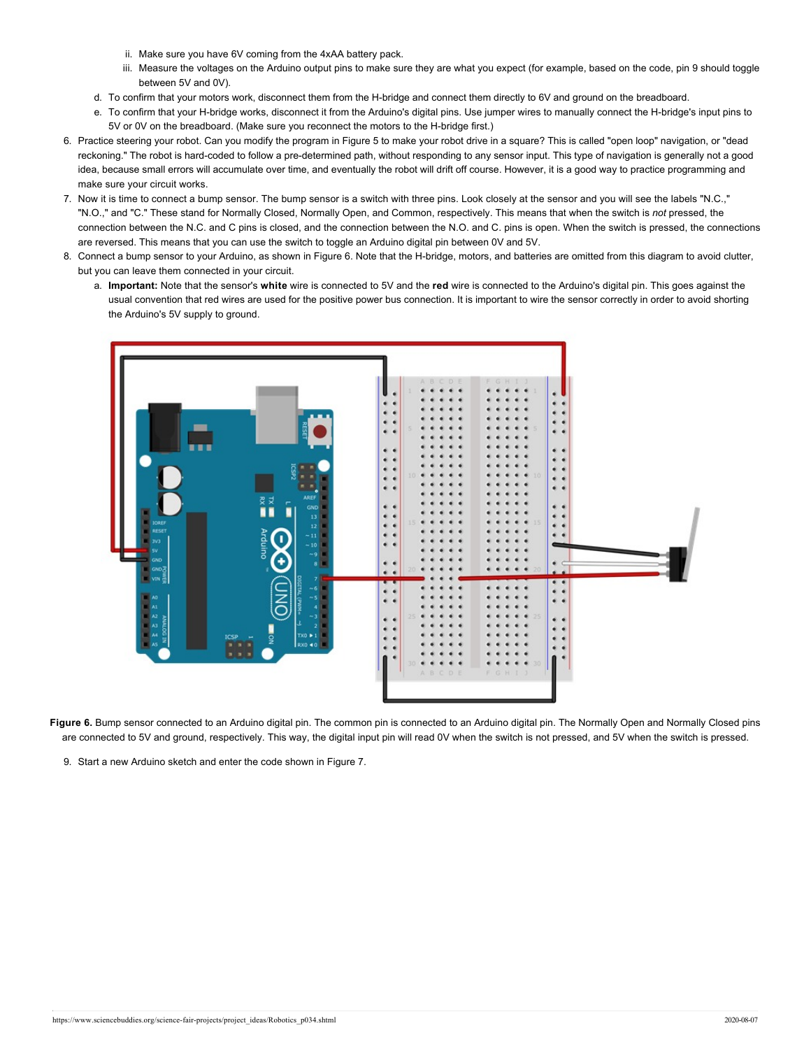ii. Make sure you have 6V coming from the 4xAA battery pack.
   iii. Measure the voltages on the Arduino output pins to make sure they are what you expect (for example, based on the code, pin 9 should toggle between 5V and 0V).

d. To confirm that your motors work, disconnect them from the H-bridge and connect them directly to 6V and ground on the breadboard.
e. To confirm that your H-bridge works, disconnect it from the Arduino's digital pins. Use jumper wires to manually connect the H-bridge's input pins to 5V or 0V on the breadboard. (Make sure you reconnect the motors to the H-bridge first.)

6. Practice steering your robot. Can you modify the program in Figure 5 to make your robot drive in a square? This is called "open loop" navigation, or "dead reckoning." The robot is hard-coded to follow a pre-determined path, without responding to any sensor input. This type of navigation is generally not a good idea, because small errors will accumulate over time, and eventually the robot will drift off course. However, it is a good way to practice programming and make sure your circuit works.
7. Now it is time to connect a bump sensor. The bump sensor is a switch with three pins. Look closely at the sensor and you will see the labels "N.C.," "N.O.," and "C." These stand for Normally Closed, Normally Open, and Common, respectively. This means that when the switch is *not* pressed, the connection between the N.C. and C pins is closed, and the connection between the N.O. and C. pins is open. When the switch is pressed, the connections are reversed. This means that you can use the switch to toggle an Arduino digital pin between 0V and 5V.
8. Connect a bump sensor to your Arduino, as shown in Figure 6. Note that the H-bridge, motors, and batteries are omitted from this diagram to avoid clutter, but you can leave them connected in your circuit.
   a. **Important:** Note that the sensor's **white** wire is connected to 5V and the **red** wire is connected to the Arduino's digital pin. This goes against the usual convention that red wires are used for the positive power bus connection. It is important to wire the sensor correctly in order to avoid shorting the Arduino's 5V supply to ground.

**Figure 6.** Bump sensor connected to an Arduino digital pin. The common pin is connected to an Arduino digital pin. The Normally Open and Normally Closed pins are connected to 5V and ground, respectively. This way, the digital input pin will read 0V when the switch is not pressed, and 5V when the switch is pressed.

9. Start a new Arduino sketch and enter the code shown in Figure 7.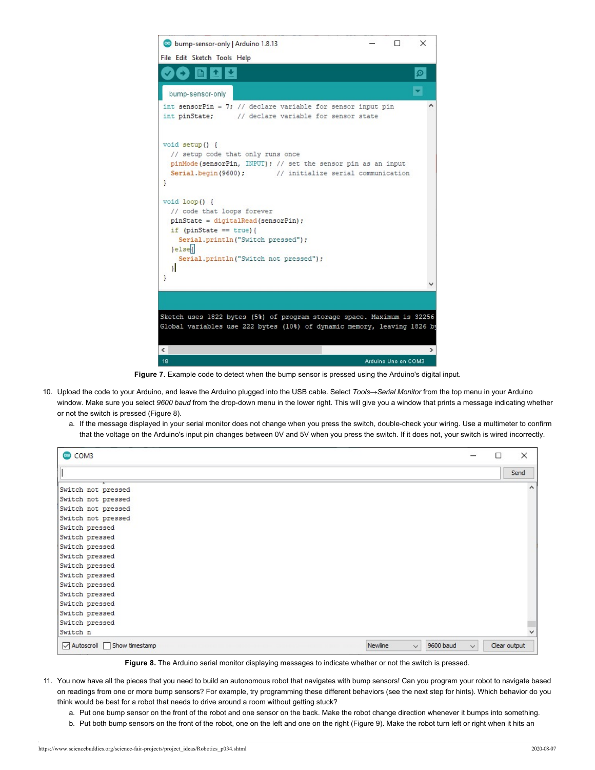```
int sensorPin = 7; // declare variable for sensor input pin
int pinState;      // declare variable for sensor state


void setup() {
  // setup code that only runs once
  pinMode(sensorPin, INPUT); // set the sensor pin as an input
  Serial.begin(9600);        // initialize serial communication
}

void loop() {
  // code that loops forever
  pinState = digitalRead(sensorPin);
  if (pinState == true){
    Serial.println("Switch pressed");
  }else{
    Serial.println("Switch not pressed");
  }
}
```

**Figure 7.** Example code to detect when the bump sensor is pressed using the Arduino's digital input.

10. Upload the code to your Arduino, and leave the Arduino plugged into the USB cable. Select *Tools→Serial Monitor* from the top menu in your Arduino window. Make sure you select *9600 baud* from the drop-down menu in the lower right. This will give you a window that prints a message indicating whether or not the switch is pressed (Figure 8).
    a. If the message displayed in your serial monitor does not change when you press the switch, double-check your wiring. Use a multimeter to confirm that the voltage on the Arduino's input pin changes between 0V and 5V when you press the switch. If it does not, your switch is wired incorrectly.

```
Switch not pressed
Switch not pressed
Switch not pressed
Switch not pressed
Switch pressed
Switch pressed
Switch pressed
Switch pressed
Switch pressed
Switch pressed
Switch pressed
Switch pressed
Switch pressed
Switch pressed
Switch pressed
Switch n
```

**Figure 8.** The Arduino serial monitor displaying messages to indicate whether or not the switch is pressed.

11. You now have all the pieces that you need to build an autonomous robot that navigates with bump sensors! Can you program your robot to navigate based on readings from one or more bump sensors? For example, try programming these different behaviors (see the next step for hints). Which behavior do you think would be best for a robot that needs to drive around a room without getting stuck?
    a. Put one bump sensor on the front of the robot and one sensor on the back. Make the robot change direction whenever it bumps into something.
    b. Put both bump sensors on the front of the robot, one on the left and one on the right (Figure 9). Make the robot turn left or right when it hits an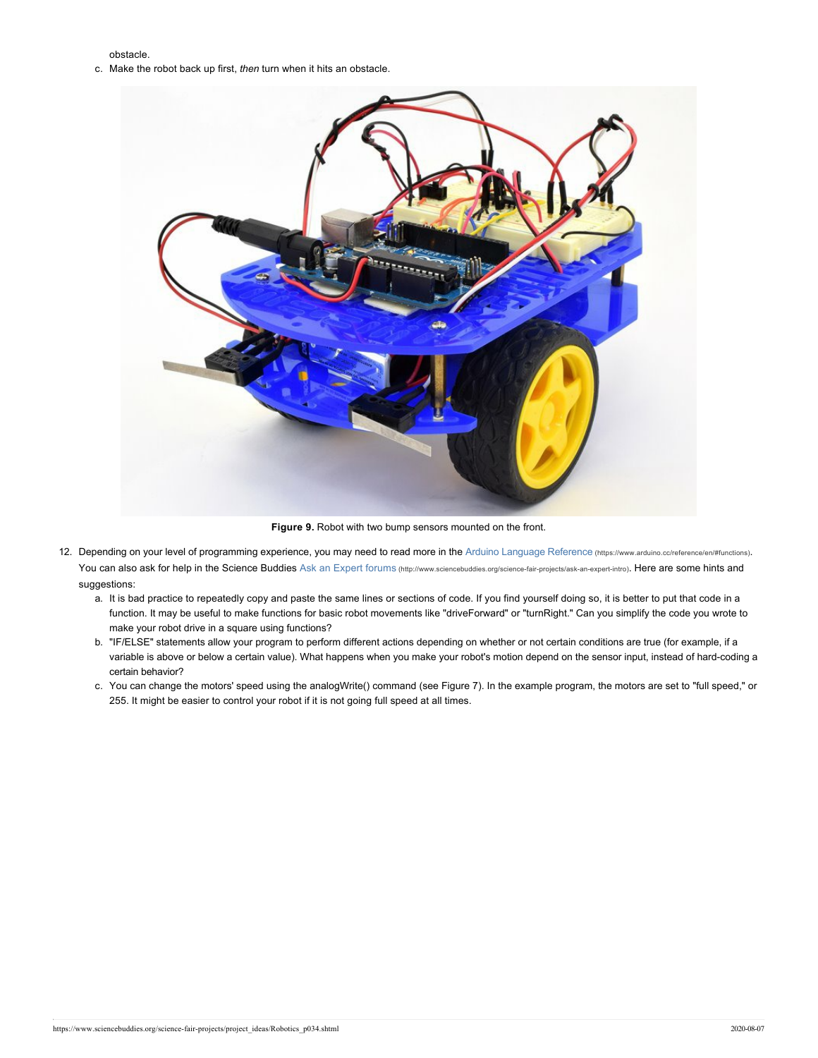obstacle.

c. Make the robot back up first, *then* turn when it hits an obstacle.

**Figure 9.** Robot with two bump sensors mounted on the front.

12. Depending on your level of programming experience, you may need to read more in the Arduino Language Reference (https://www.arduino.cc/reference/en/#functions). You can also ask for help in the Science Buddies Ask an Expert forums (http://www.sciencebuddies.org/science-fair-projects/ask-an-expert-intro). Here are some hints and suggestions:
    a. It is bad practice to repeatedly copy and paste the same lines or sections of code. If you find yourself doing so, it is better to put that code in a function. It may be useful to make functions for basic robot movements like "driveForward" or "turnRight." Can you simplify the code you wrote to make your robot drive in a square using functions?
    b. "IF/ELSE" statements allow your program to perform different actions depending on whether or not certain conditions are true (for example, if a variable is above or below a certain value). What happens when you make your robot's motion depend on the sensor input, instead of hard-coding a certain behavior?
    c. You can change the motors' speed using the analogWrite() command (see Figure 7). In the example program, the motors are set to "full speed," or 255. It might be easier to control your robot if it is not going full speed at all times.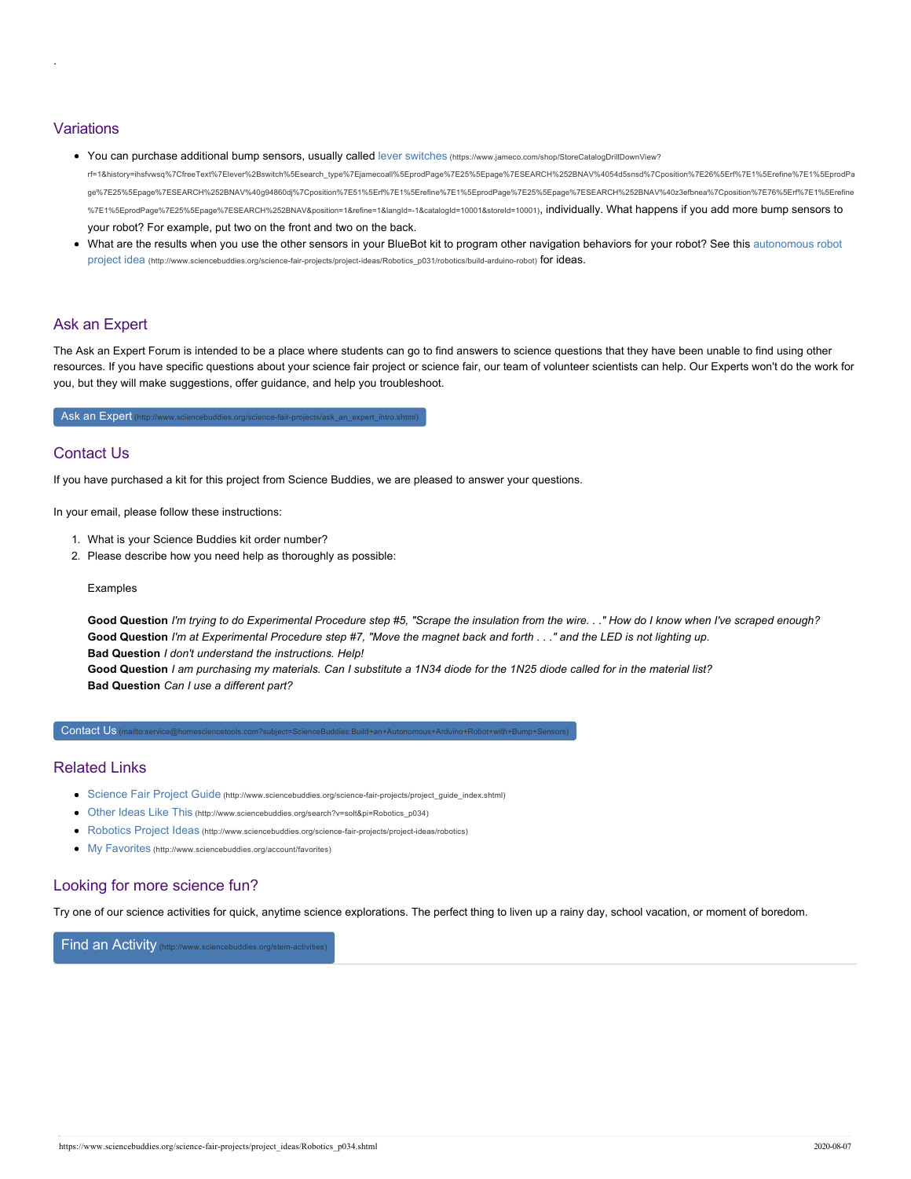## Variations

- You can purchase additional bump sensors, usually called lever switches (https://www.jameco.com/shop/StoreCatalogDrillDownView?rf=1&history=ihsfvwsq%7CfreeText%7Elever%2Bswitch%5Esearch_type%7Ejamecoall%5EprodPage%7E25%5Epage%7ESEARCH%252BNAV%4054d5snsd%7Cposition%7E26%5Erf%7E1%5Erefine%7E1%5EprodPage%7E25%5Epage%7ESEARCH%252BNAV%40g94860dj%7Cposition%7E51%5Erf%7E1%5Erefine%7E1%5EprodPage%7E25%5Epage%7ESEARCH%252BNAV%40z3efbnea%7Cposition%7E76%5Erf%7E1%5Erefine%7E1%5EprodPage%7E25%5Epage%7ESEARCH%252BNAV&position=1&refine=1&langId=-1&catalogId=10001&storeId=10001), individually. What happens if you add more bump sensors to your robot? For example, put two on the front and two on the back.
- What are the results when you use the other sensors in your BlueBot kit to program other navigation behaviors for your robot? See this autonomous robot project idea (http://www.sciencebuddies.org/science-fair-projects/project-ideas/Robotics_p031/robotics/build-arduino-robot) for ideas.

## Ask an Expert

The Ask an Expert Forum is intended to be a place where students can go to find answers to science questions that they have been unable to find using other resources. If you have specific questions about your science fair project or science fair, our team of volunteer scientists can help. Our Experts won't do the work for you, but they will make suggestions, offer guidance, and help you troubleshoot.

Ask an Expert (http://www.sciencebuddies.org/science-fair-projects/ask_an_expert_intro.shtml)

## Contact Us

If you have purchased a kit for this project from Science Buddies, we are pleased to answer your questions.

In your email, please follow these instructions:

1. What is your Science Buddies kit order number?
2. Please describe how you need help as thoroughly as possible:

   Examples

   **Good Question** *I'm trying to do Experimental Procedure step #5, "Scrape the insulation from the wire. . ." How do I know when I've scraped enough?*
   **Good Question** *I'm at Experimental Procedure step #7, "Move the magnet back and forth . . ." and the LED is not lighting up.*
   **Bad Question** *I don't understand the instructions. Help!*
   **Good Question** *I am purchasing my materials. Can I substitute a 1N34 diode for the 1N25 diode called for in the material list?*
   **Bad Question** *Can I use a different part?*

Contact Us (mailto:service@homesciencetools.com?subject=ScienceBuddies:Build+an+Autonomous+Arduino+Robot+with+Bump+Sensors)

## Related Links

- Science Fair Project Guide (http://www.sciencebuddies.org/science-fair-projects/project_guide_index.shtml)
- Other Ideas Like This (http://www.sciencebuddies.org/search?v=solt&pi=Robotics_p034)
- Robotics Project Ideas (http://www.sciencebuddies.org/science-fair-projects/project-ideas/robotics)
- My Favorites (http://www.sciencebuddies.org/account/favorites)

## Looking for more science fun?

Try one of our science activities for quick, anytime science explorations. The perfect thing to liven up a rainy day, school vacation, or moment of boredom.

Find an Activity (http://www.sciencebuddies.org/stem-activities)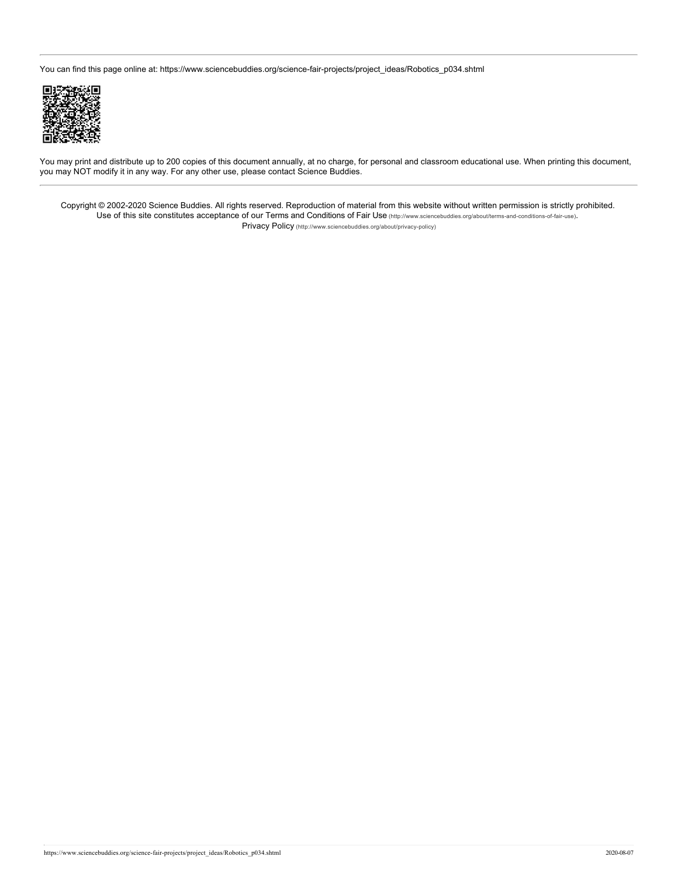You can find this page online at: https://www.sciencebuddies.org/science-fair-projects/project_ideas/Robotics_p034.shtml

You may print and distribute up to 200 copies of this document annually, at no charge, for personal and classroom educational use. When printing this document, you may NOT modify it in any way. For any other use, please contact Science Buddies.

Copyright © 2002-2020 Science Buddies. All rights reserved. Reproduction of material from this website without written permission is strictly prohibited. Use of this site constitutes acceptance of our Terms and Conditions of Fair Use (http://www.sciencebuddies.org/about/terms-and-conditions-of-fair-use).

Privacy Policy (http://www.sciencebuddies.org/about/privacy-policy)